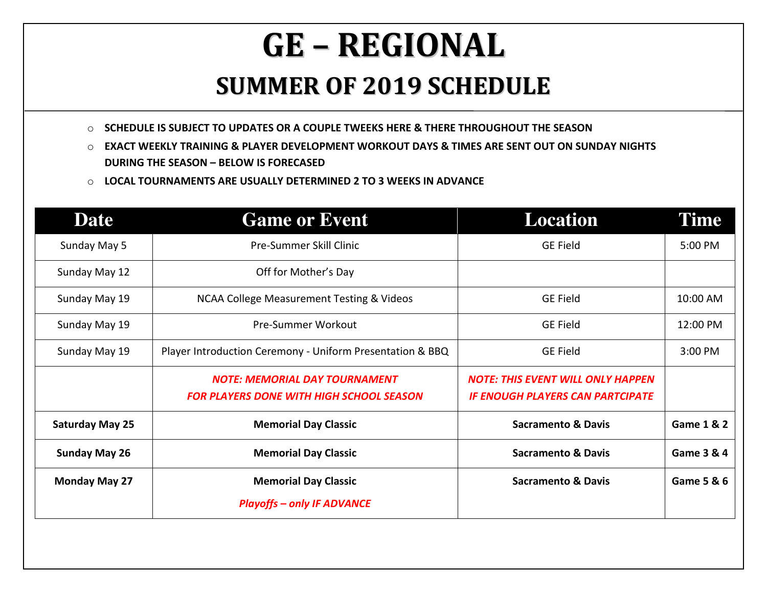# GE – REGIONAL

## SUMMER OF 2019 SCHEDULE

- **SCHEDULE IS SUBJECT TO UPDATES OR A COUPLE TWEEKS HERE & THERE THROUGHOUT THE SEASON**
- **EXACT WEEKLY TRAINING & PLAYER DEVELOPMENT WORKOUT DAYS & TIMES ARE SENT OUT ON SUNDAY NIGHTS DURING THE SEASON – BELOW IS FORECASED**
- **LOCAL TOURNAMENTS ARE USUALLY DETERMINED 2 TO 3 WEEKS IN ADVANCE**

| Date | Game or Event | Location | Time |
|---|---|---|---|
| Sunday May 5 | Pre-Summer Skill Clinic | GE Field | 5:00 PM |
| Sunday May 12 | Off for Mother's Day | | |
| Sunday May 19 | NCAA College Measurement Testing & Videos | GE Field | 10:00 AM |
| Sunday May 19 | Pre-Summer Workout | GE Field | 12:00 PM |
| Sunday May 19 | Player Introduction Ceremony - Uniform Presentation & BBQ | GE Field | 3:00 PM |
| | ***NOTE: MEMORIAL DAY TOURNAMENT FOR PLAYERS DONE WITH HIGH SCHOOL SEASON*** | ***NOTE: THIS EVENT WILL ONLY HAPPEN IF ENOUGH PLAYERS CAN PARTCIPATE*** | |
| **Saturday May 25** | **Memorial Day Classic** | **Sacramento & Davis** | **Game 1 & 2** |
| **Sunday May 26** | **Memorial Day Classic** | **Sacramento & Davis** | **Game 3 & 4** |
| **Monday May 27** | **Memorial Day Classic** ***Playoffs – only IF ADVANCE*** | **Sacramento & Davis** | **Game 5 & 6** |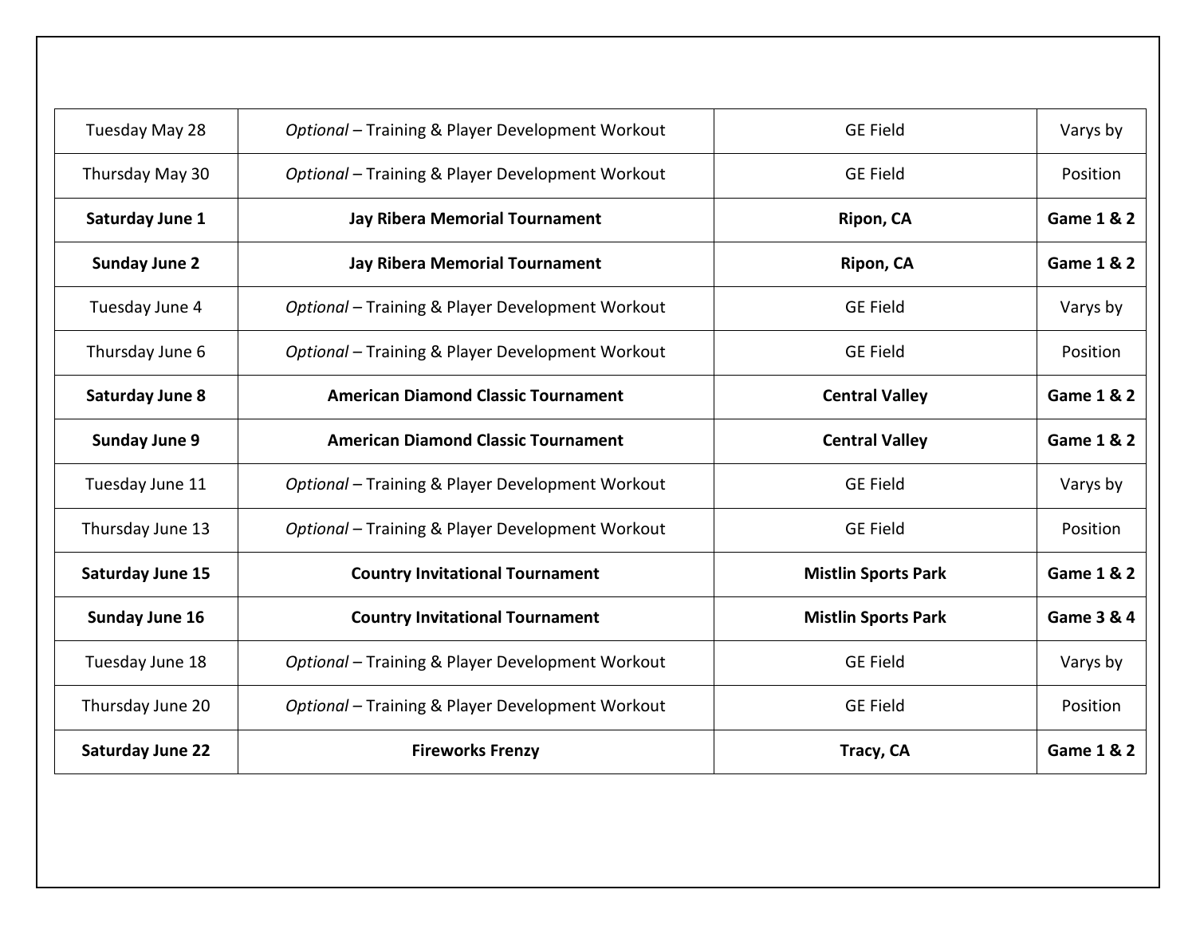| | | | |
|---|---|---|---|
| Tuesday May 28 | *Optional* – Training & Player Development Workout | GE Field | Varys by |
| Thursday May 30 | *Optional* – Training & Player Development Workout | GE Field | Position |
| **Saturday June 1** | **Jay Ribera Memorial Tournament** | **Ripon, CA** | **Game 1 & 2** |
| **Sunday June 2** | **Jay Ribera Memorial Tournament** | **Ripon, CA** | **Game 1 & 2** |
| Tuesday June 4 | *Optional* – Training & Player Development Workout | GE Field | Varys by |
| Thursday June 6 | *Optional* – Training & Player Development Workout | GE Field | Position |
| **Saturday June 8** | **American Diamond Classic Tournament** | **Central Valley** | **Game 1 & 2** |
| **Sunday June 9** | **American Diamond Classic Tournament** | **Central Valley** | **Game 1 & 2** |
| Tuesday June 11 | *Optional* – Training & Player Development Workout | GE Field | Varys by |
| Thursday June 13 | *Optional* – Training & Player Development Workout | GE Field | Position |
| **Saturday June 15** | **Country Invitational Tournament** | **Mistlin Sports Park** | **Game 1 & 2** |
| **Sunday June 16** | **Country Invitational Tournament** | **Mistlin Sports Park** | **Game 3 & 4** |
| Tuesday June 18 | *Optional* – Training & Player Development Workout | GE Field | Varys by |
| Thursday June 20 | *Optional* – Training & Player Development Workout | GE Field | Position |
| **Saturday June 22** | **Fireworks Frenzy** | **Tracy, CA** | **Game 1 & 2** |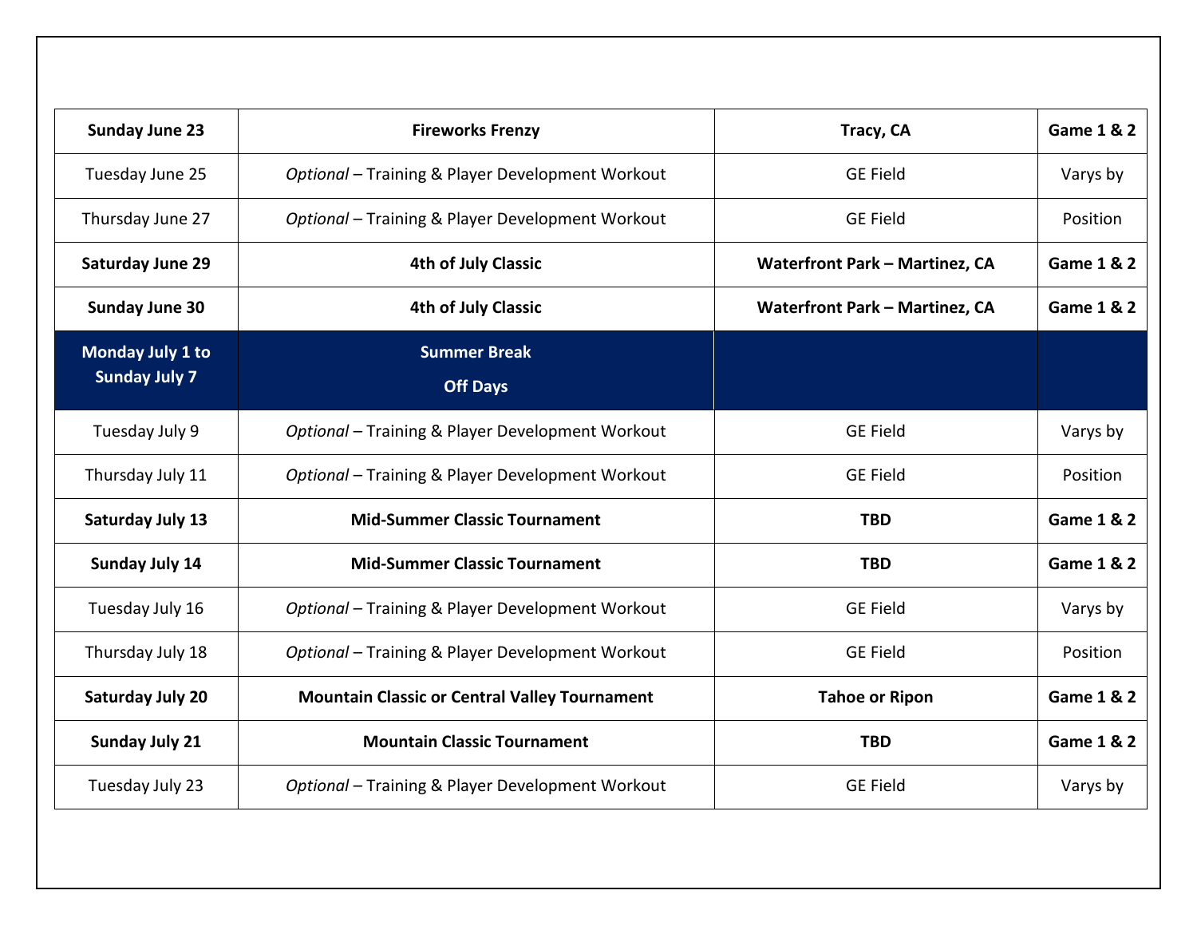| **Sunday June 23** | **Fireworks Frenzy** | **Tracy, CA** | **Game 1 & 2** |
|---|---|---|---|
| Tuesday June 25 | *Optional* – Training & Player Development Workout | GE Field | Varys by |
| Thursday June 27 | *Optional* – Training & Player Development Workout | GE Field | Position |
| **Saturday June 29** | **4th of July Classic** | **Waterfront Park – Martinez, CA** | **Game 1 & 2** |
| **Sunday June 30** | **4th of July Classic** | **Waterfront Park – Martinez, CA** | **Game 1 & 2** |
| **Monday July 1 to Sunday July 7** | **Summer Break Off Days** | | |
| Tuesday July 9 | *Optional* – Training & Player Development Workout | GE Field | Varys by |
| Thursday July 11 | *Optional* – Training & Player Development Workout | GE Field | Position |
| **Saturday July 13** | **Mid-Summer Classic Tournament** | **TBD** | **Game 1 & 2** |
| **Sunday July 14** | **Mid-Summer Classic Tournament** | **TBD** | **Game 1 & 2** |
| Tuesday July 16 | *Optional* – Training & Player Development Workout | GE Field | Varys by |
| Thursday July 18 | *Optional* – Training & Player Development Workout | GE Field | Position |
| **Saturday July 20** | **Mountain Classic or Central Valley Tournament** | **Tahoe or Ripon** | **Game 1 & 2** |
| **Sunday July 21** | **Mountain Classic Tournament** | **TBD** | **Game 1 & 2** |
| Tuesday July 23 | *Optional* – Training & Player Development Workout | GE Field | Varys by |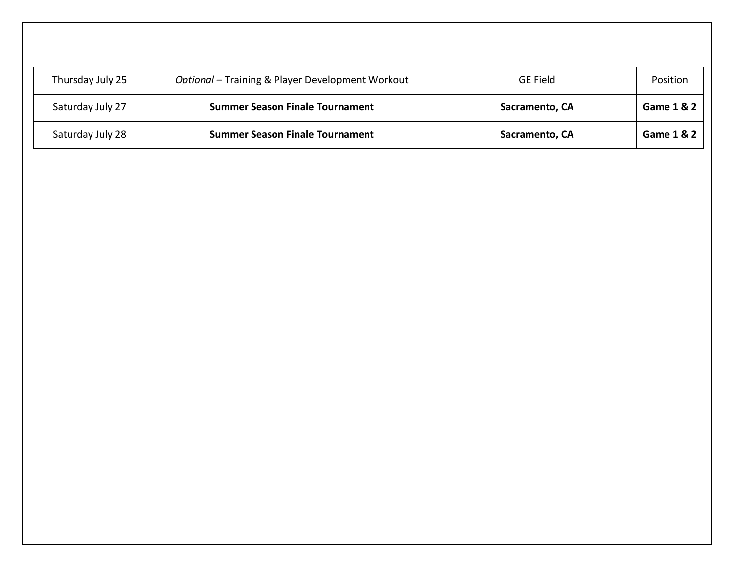| | | | |
|---|---|---|---|
| Thursday July 25 | *Optional* – Training & Player Development Workout | GE Field | Position |
| Saturday July 27 | **Summer Season Finale Tournament** | **Sacramento, CA** | **Game 1 & 2** |
| Saturday July 28 | **Summer Season Finale Tournament** | **Sacramento, CA** | **Game 1 & 2** |